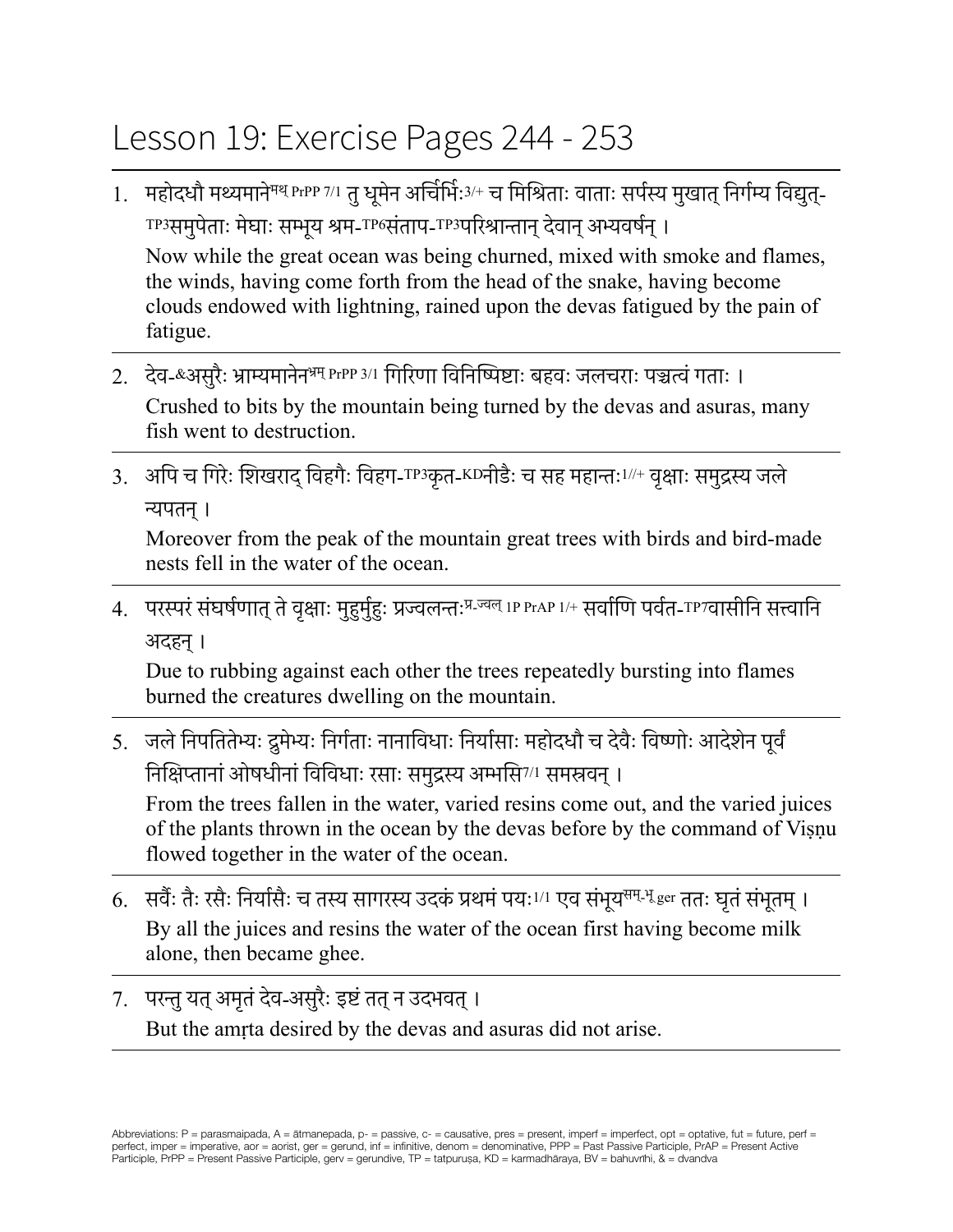# Lesson 19: Exercise Pages 244 - 253

1. महोदधौ मथ्यमाने[मथ् PrPP 7/1] तु धूमेन अर्चिर्भिः[3/+] च मिश्रिताः वाताः सर्पस्य मुखात् निर्गम्य विद्युत्-[TP3]समुपेताः मेघाः सम्भूय श्रम-[TP6]संताप-[TP3]परिश्रान्तान् देवान् अभ्यवर्षन् ।

   Now while the great ocean was being churned, mixed with smoke and flames, the winds, having come forth from the head of the snake, having become clouds endowed with lightning, rained upon the devas fatigued by the pain of fatigue.

2. देव-&असुरैः भ्राम्यमानेन[भ्रम् PrPP 3/1] गिरिणा विनिष्पिष्टाः बहवः जलचराः पञ्चत्वं गताः ।

   Crushed to bits by the mountain being turned by the devas and asuras, many fish went to destruction.

3. अपि च गिरेः शिखराद् विहगैः विहग-[TP3]कृत-[KD]नीडैः च सह महान्तः[1//+] वृक्षाः समुद्रस्य जले न्यपतन् ।

   Moreover from the peak of the mountain great trees with birds and bird-made nests fell in the water of the ocean.

4. परस्परं संघर्षणात् ते वृक्षाः मुहुर्मुहुः प्रज्वलन्तः[प्र-ज्वल् 1P PrAP 1/+] सर्वाणि पर्वत-[TP7]वासीनि सत्त्वानि अदहन् ।

   Due to rubbing against each other the trees repeatedly bursting into flames burned the creatures dwelling on the mountain.

5. जले निपतितेभ्यः द्रुमेभ्यः निर्गताः नानाविधाः निर्यासाः महोदधौ च देवैः विष्णोः आदेशेन पूर्वं निक्षिप्तानां ओषधीनां विविधाः रसाः समुद्रस्य अम्भसि[7/1] समस्रवन् ।

   From the trees fallen in the water, varied resins come out, and the varied juices of the plants thrown in the ocean by the devas before by the command of Viṣṇu flowed together in the water of the ocean.

6. सर्वैः तैः रसैः निर्यासैः च तस्य सागरस्य उदकं प्रथमं पयः[1/1] एव संभूय[सम्-भू ger] ततः घृतं संभूतम् ।

   By all the juices and resins the water of the ocean first having become milk alone, then became ghee.

7. परन्तु यत् अमृतं देव-असुरैः इष्टं तत् न उदभवत् ।

   But the amṛta desired by the devas and asuras did not arise.

Abbreviations: P = parasmaipada, A = ātmanepada, p- = passive, c- = causative, pres = present, imperf = imperfect, opt = optative, fut = future, perf = perfect, imper = imperative, aor = aorist, ger = gerund, inf = infinitive, denom = denominative, PPP = Past Passive Participle, PrAP = Present Active Participle, PrPP = Present Passive Participle, gerv = gerundive, TP = tatpuruṣa, KD = karmadhāraya, BV = bahuvrīhi, & = dvandva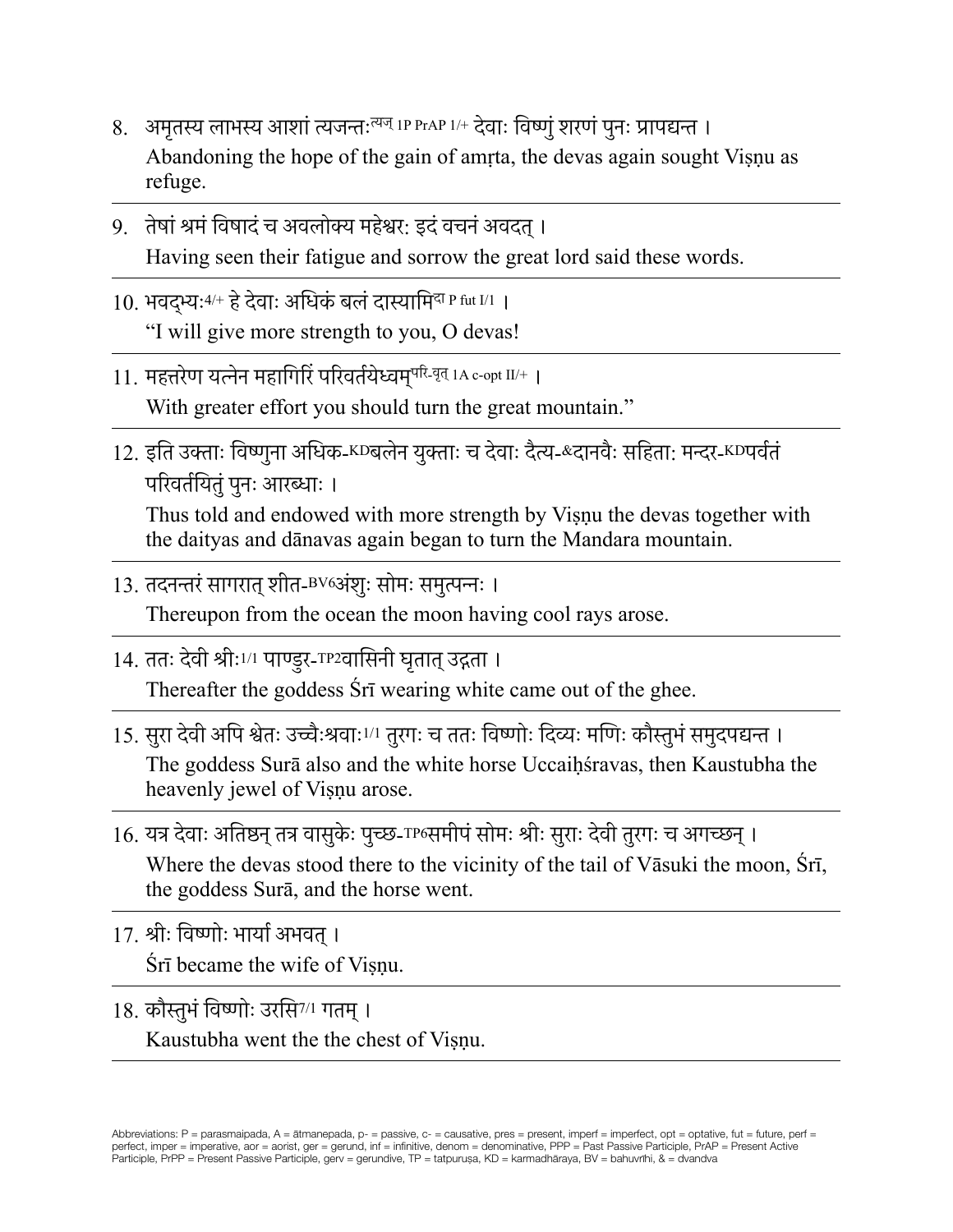8. अमृतस्य लाभस्य आशां त्यजन्तः[त्यज् 1P PrAP 1/+] देवाः विष्णुं शरणं पुनः प्रापद्यन्त ।
   Abandoning the hope of the gain of amṛta, the devas again sought Viṣṇu as refuge.

---

9. तेषां श्रमं विषादं च अवलोक्य महेश्वरः इदं वचनं अवदत् ।
   Having seen their fatigue and sorrow the great lord said these words.

---

10. भवद्भ्यः[4/+] हे देवाः अधिकं बलं दास्यामि[दा P fut I/1] ।
    "I will give more strength to you, O devas!

---

11. महत्तरेण यत्नेन महागिरिं परिवर्तयेध्वम्[परि-वृत् 1A c-opt II/+] ।
    With greater effort you should turn the great mountain."

---

12. इति उक्ताः विष्णुना अधिक-[KD]बलेन युक्ताः च देवाः दैत्य-[&]दानवैः सहिताः मन्दर-[KD]पर्वतं परिवर्तयितुं पुनः आरब्धाः ।
    Thus told and endowed with more strength by Viṣṇu the devas together with the daityas and dānavas again began to turn the Mandara mountain.

---

13. तदनन्तरं सागरात् शीत-[BV6]अंशुः सोमः समुत्पन्नः ।
    Thereupon from the ocean the moon having cool rays arose.

---

14. ततः देवी श्रीः[1/1] पाण्डुर-[TP2]वासिनी घृतात् उद्गता ।
    Thereafter the goddess Śrī wearing white came out of the ghee.

---

15. सुरा देवी अपि श्वेतः उच्चैःश्रवाः[1/1] तुरगः च ततः विष्णोः दिव्यः मणिः कौस्तुभं समुदपद्यन्त ।
    The goddess Surā also and the white horse Uccaiḥśravas, then Kaustubha the heavenly jewel of Viṣṇu arose.

---

16. यत्र देवाः अतिष्ठन् तत्र वासुकेः पुच्छ-[TP6]समीपं सोमः श्रीः सुराः देवी तुरगः च अगच्छन् ।
    Where the devas stood there to the vicinity of the tail of Vāsuki the moon, Śrī, the goddess Surā, and the horse went.

---

17. श्रीः विष्णोः भार्या अभवत् ।
    Śrī became the wife of Viṣṇu.

---

18. कौस्तुभं विष्णोः उरसि[7/1] गतम् ।
    Kaustubha went the the chest of Viṣṇu.

---

Abbreviations: P = parasmaipada, A = ātmanepada, p- = passive, c- = causative, pres = present, imperf = imperfect, opt = optative, fut = future, perf = perfect, imper = imperative, aor = aorist, ger = gerund, inf = infinitive, denom = denominative, PPP = Past Passive Participle, PrAP = Present Active Participle, PrPP = Present Passive Participle, gerv = gerundive, TP = tatpuruṣa, KD = karmadhāraya, BV = bahuvrīhi, & = dvandva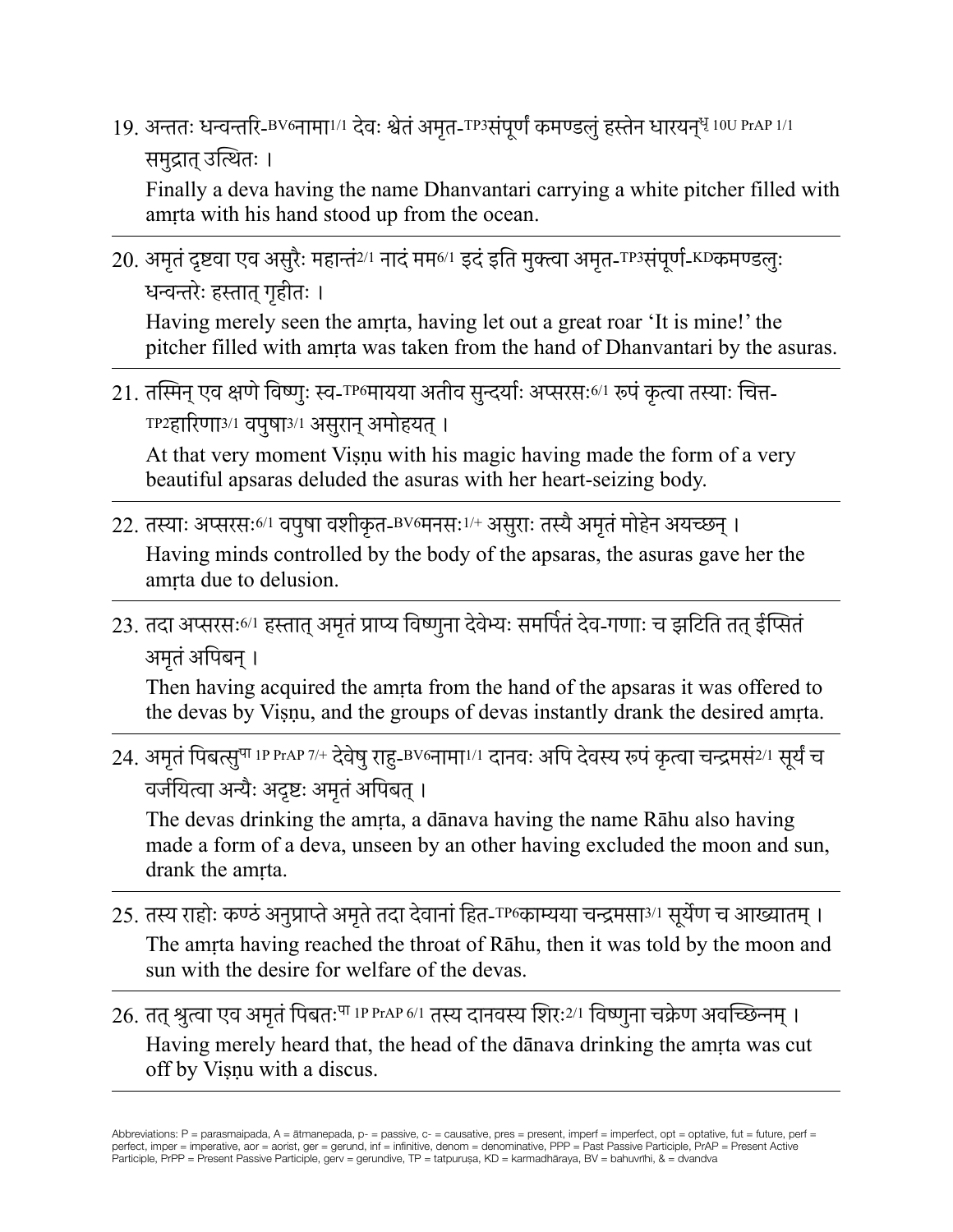19. अन्ततः धन्वन्तरि-BV6नामा1/1 देवः श्वेतं अमृत-TP3संपूर्णं कमण्डलुं हस्तेन धारयन्धृ 10U PrAP 1/1 समुद्रात् उत्थितः ।

    Finally a deva having the name Dhanvantari carrying a white pitcher filled with amṛta with his hand stood up from the ocean.

---

20. अमृतं दृष्ट्वा एव असुरैः महान्तं2/1 नादं मम6/1 इदं इति मुक्त्वा अमृत-TP3संपूर्ण-KDकमण्डलुः धन्वन्तरेः हस्तात् गृहीतः ।

    Having merely seen the amṛta, having let out a great roar 'It is mine!' the pitcher filled with amṛta was taken from the hand of Dhanvantari by the asuras.

---

21. तस्मिन् एव क्षणे विष्णुः स्व-TP6मायया अतीव सुन्दर्याः अप्सरसः6/1 रूपं कृत्वा तस्याः चित्त-TP2हारिणा3/1 वपुषा3/1 असुरान् अमोहयत् ।

    At that very moment Viṣṇu with his magic having made the form of a very beautiful apsaras deluded the asuras with her heart-seizing body.

---

22. तस्याः अप्सरसः6/1 वपुषा वशीकृत-BV6मनसः1/+ असुराः तस्यै अमृतं मोहेन अयच्छन् ।

    Having minds controlled by the body of the apsaras, the asuras gave her the amṛta due to delusion.

---

23. तदा अप्सरसः6/1 हस्तात् अमृतं प्राप्य विष्णुना देवेभ्यः समर्पितं देव-गणाः च झटिति तत् ईप्सितं अमृतं अपिबन् ।

    Then having acquired the amṛta from the hand of the apsaras it was offered to the devas by Viṣṇu, and the groups of devas instantly drank the desired amṛta.

---

24. अमृतं पिबत्सुपा 1P PrAP 7/+ देवेषु राहु-BV6नामा1/1 दानवः अपि देवस्य रूपं कृत्वा चन्द्रमसं2/1 सूर्यं च वर्जयित्वा अन्यैः अदृष्टः अमृतं अपिबत् ।

    The devas drinking the amṛta, a dānava having the name Rāhu also having made a form of a deva, unseen by an other having excluded the moon and sun, drank the amṛta.

---

25. तस्य राहोः कण्ठं अनुप्राप्ते अमृते तदा देवानां हित-TP6काम्यया चन्द्रमसा3/1 सूर्येण च आख्यातम् ।

    The amṛta having reached the throat of Rāhu, then it was told by the moon and sun with the desire for welfare of the devas.

---

26. तत् श्रुत्वा एव अमृतं पिबतःपा 1P PrAP 6/1 तस्य दानवस्य शिरः2/1 विष्णुना चक्रेण अवच्छिन्नम् ।

    Having merely heard that, the head of the dānava drinking the amṛta was cut off by Viṣṇu with a discus.

---

Abbreviations: P = parasmaipada, A = ātmanepada, p- = passive, c- = causative, pres = present, imperf = imperfect, opt = optative, fut = future, perf = perfect, imper = imperative, aor = aorist, ger = gerund, inf = infinitive, denom = denominative, PPP = Past Passive Participle, PrAP = Present Active Participle, PrPP = Present Passive Participle, gerv = gerundive, TP = tatpuruṣa, KD = karmadhāraya, BV = bahuvrīhi, & = dvandva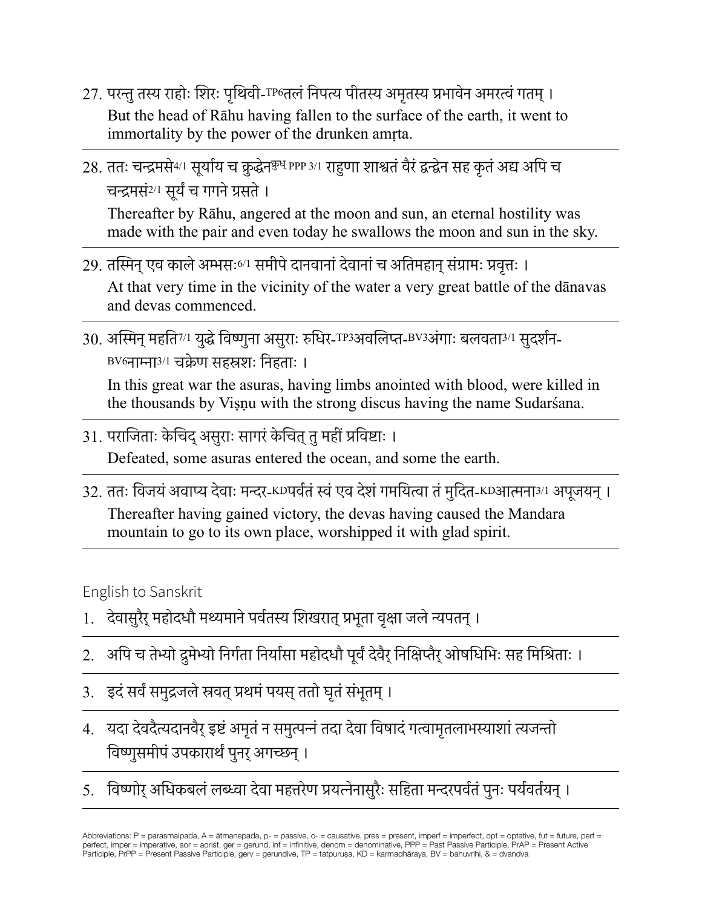27. परन्तु तस्य राहोः शिरः पृथिवी-TP6तलं निपत्य पीतस्य अमृतस्य प्रभावेन अमरत्वं गतम् ।
    But the head of Rāhu having fallen to the surface of the earth, it went to immortality by the power of the drunken amṛta.

---

28. ततः चन्द्रमसे4/1 सूर्याय च क्रुद्धेनक्रुध् PPP 3/1 राहुणा शाश्वतं वैरं द्वन्द्वेन सह कृतं अद्य अपि च चन्द्रमसं2/1 सूर्यं च गगने ग्रसते ।
    Thereafter by Rāhu, angered at the moon and sun, an eternal hostility was made with the pair and even today he swallows the moon and sun in the sky.

---

29. तस्मिन् एव काले अम्भसः6/1 समीपे दानवानां देवानां च अतिमहान् संग्रामः प्रवृत्तः ।
    At that very time in the vicinity of the water a very great battle of the dānavas and devas commenced.

---

30. अस्मिन् महति7/1 युद्धे विष्णुना असुराः रुधिर-TP3अवलिप्त-BV3अंगाः बलवता3/1 सुदर्शन-BV6नाम्ना3/1 चक्रेण सहस्रशः निहताः ।
    In this great war the asuras, having limbs anointed with blood, were killed in the thousands by Viṣṇu with the strong discus having the name Sudarśana.

---

31. पराजिताः केचिद् असुराः सागरं केचित् तु महीं प्रविष्टाः ।
    Defeated, some asuras entered the ocean, and some the earth.

---

32. ततः विजयं अवाप्य देवाः मन्दर-KDपर्वतं स्वं एव देशं गमयित्वा तं मुदित-KDआत्मना3/1 अपूजयन् ।
    Thereafter having gained victory, the devas having caused the Mandara mountain to go to its own place, worshipped it with glad spirit.

---

English to Sanskrit

1. देवासुरैर् महोदधौ मथ्यमाने पर्वतस्य शिखरात् प्रभूता वृक्षा जले न्यपतन् ।

---

2. अपि च तेभ्यो द्रुमेभ्यो निर्गता निर्यासा महोदधौ पूर्वं देवैर् निक्षिप्तैर् ओषधिभिः सह मिश्रिताः ।

---

3. इदं सर्वं समुद्रजले स्रवत् प्रथमं पयस् ततो घृतं संभूतम् ।

---

4. यदा देवदैत्यदानवैर् इष्टं अमृतं न समुत्पन्नं तदा देवा विषादं गत्वामृतलाभस्याशां त्यजन्तो विष्णुसमीपं उपकारार्थं पुनर् अगच्छन् ।

---

5. विष्णोर् अधिकबलं लब्ध्वा देवा महत्तरेण प्रयत्नेनासुरैः सहिता मन्दरपर्वतं पुनः पर्यवर्तयन् ।

---

Abbreviations: P = parasmaipada, A = ātmanepada, p- = passive, c- = causative, pres = present, imperf = imperfect, opt = optative, fut = future, perf = perfect, imper = imperative, aor = aorist, ger = gerund, inf = infinitive, denom = denominative, PPP = Past Passive Participle, PrAP = Present Active Participle, PrPP = Present Passive Participle, gerv = gerundive, TP = tatpuruṣa, KD = karmadhāraya, BV = bahuvrīhi, & = dvandva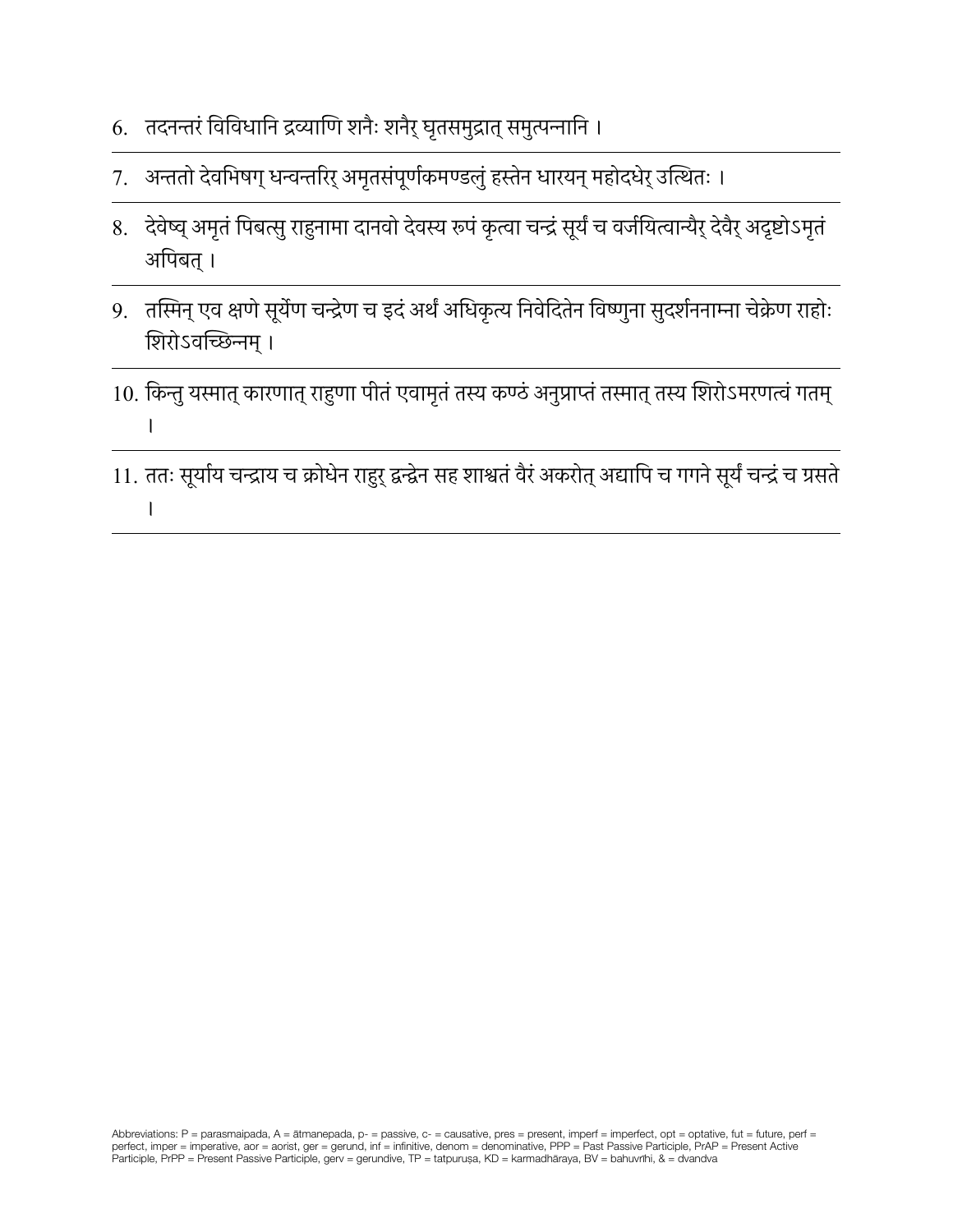6. तदनन्तरं विविधानि द्रव्याणि शनैः शनैर् घृतसमुद्रात् समुत्पन्नानि ।

7. अन्ततो देवभिषग् धन्वन्तरिर् अमृतसंपूर्णकमण्डलुं हस्तेन धारयन् महोदधेर् उत्थितः ।

8. देवेष्व् अमृतं पिबत्सु राहुनामा दानवो देवस्य रूपं कृत्वा चन्द्रं सूर्यं च वर्जयित्वान्यैर् देवैर् अदृष्टोऽमृतं अपिबत् ।

9. तस्मिन् एव क्षणे सूर्येण चन्द्रेण च इदं अर्थं अधिकृत्य निवेदितेन विष्णुना सुदर्शननाम्ना चक्रेण राहोः शिरोऽवच्छिन्नम् ।

10. किन्तु यस्मात् कारणात् राहुणा पीतं एवामृतं तस्य कण्ठं अनुप्राप्तं तस्मात् तस्य शिरोऽमरणत्वं गतम् ।

11. ततः सूर्याय चन्द्राय च क्रोधेन राहुर् द्वन्द्वेन सह शाश्वतं वैरं अकरोत् अद्यापि च गगने सूर्यं चन्द्रं च ग्रसते ।

Abbreviations: P = parasmaipada, A = ātmanepada, p- = passive, c- = causative, pres = present, imperf = imperfect, opt = optative, fut = future, perf = perfect, imper = imperative, aor = aorist, ger = gerund, inf = infinitive, denom = denominative, PPP = Past Passive Participle, PrAP = Present Active Participle, PrPP = Present Passive Participle, gerv = gerundive, TP = tatpuruṣa, KD = karmadhāraya, BV = bahuvrīhi, & = dvandva